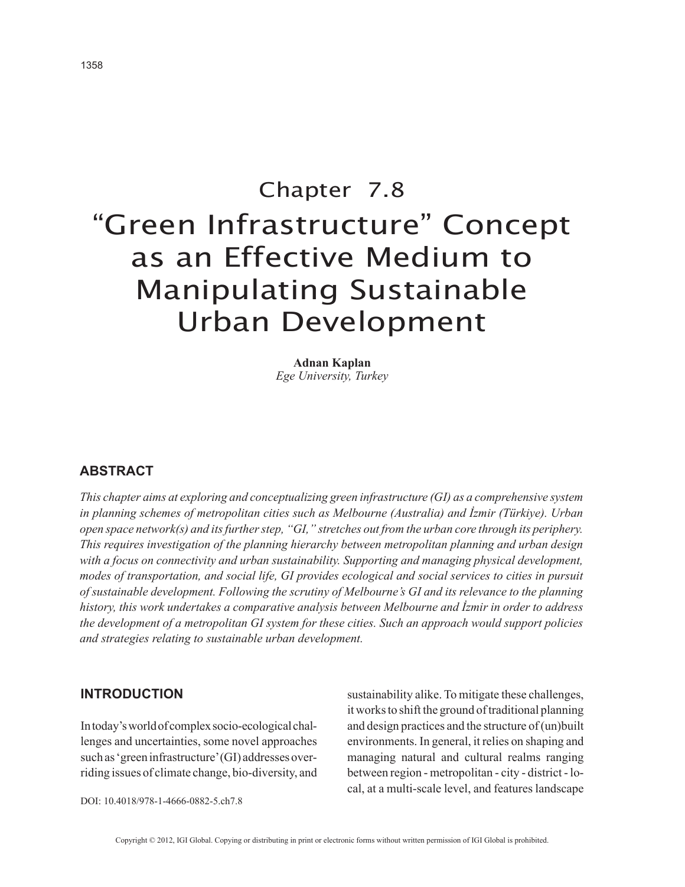# Chapter 7.8

# "Green Infrastructure" Concept as an Effective Medium to Manipulating Sustainable Urban Development

**Adnan Kaplan**
*Ege University, Turkey*

## ABSTRACT

*This chapter aims at exploring and conceptualizing green infrastructure (GI) as a comprehensive system in planning schemes of metropolitan cities such as Melbourne (Australia) and İzmir (Türkiye). Urban open space network(s) and its further step, "GI," stretches out from the urban core through its periphery. This requires investigation of the planning hierarchy between metropolitan planning and urban design with a focus on connectivity and urban sustainability. Supporting and managing physical development, modes of transportation, and social life, GI provides ecological and social services to cities in pursuit of sustainable development. Following the scrutiny of Melbourne's GI and its relevance to the planning history, this work undertakes a comparative analysis between Melbourne and İzmir in order to address the development of a metropolitan GI system for these cities. Such an approach would support policies and strategies relating to sustainable urban development.*

## INTRODUCTION

In today's world of complex socio-ecological challenges and uncertainties, some novel approaches such as 'green infrastructure' (GI) addresses overriding issues of climate change, bio-diversity, and sustainability alike. To mitigate these challenges, it works to shift the ground of traditional planning and design practices and the structure of (un)built environments. In general, it relies on shaping and managing natural and cultural realms ranging between region - metropolitan - city - district - local, at a multi-scale level, and features landscape

DOI: 10.4018/978-1-4666-0882-5.ch7.8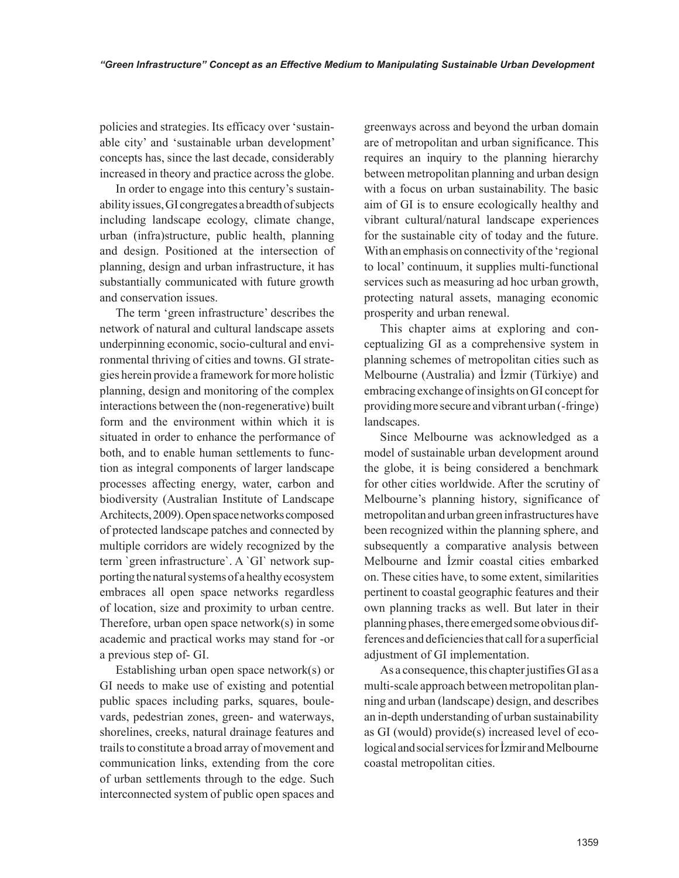policies and strategies. Its efficacy over 'sustainable city' and 'sustainable urban development' concepts has, since the last decade, considerably increased in theory and practice across the globe.

In order to engage into this century's sustainability issues, GI congregates a breadth of subjects including landscape ecology, climate change, urban (infra)structure, public health, planning and design. Positioned at the intersection of planning, design and urban infrastructure, it has substantially communicated with future growth and conservation issues.

The term 'green infrastructure' describes the network of natural and cultural landscape assets underpinning economic, socio-cultural and environmental thriving of cities and towns. GI strategies herein provide a framework for more holistic planning, design and monitoring of the complex interactions between the (non-regenerative) built form and the environment within which it is situated in order to enhance the performance of both, and to enable human settlements to function as integral components of larger landscape processes affecting energy, water, carbon and biodiversity (Australian Institute of Landscape Architects, 2009). Open space networks composed of protected landscape patches and connected by multiple corridors are widely recognized by the term `green infrastructure`. A `GI` network supporting the natural systems of a healthy ecosystem embraces all open space networks regardless of location, size and proximity to urban centre. Therefore, urban open space network(s) in some academic and practical works may stand for -or a previous step of- GI.

Establishing urban open space network(s) or GI needs to make use of existing and potential public spaces including parks, squares, boulevards, pedestrian zones, green- and waterways, shorelines, creeks, natural drainage features and trails to constitute a broad array of movement and communication links, extending from the core of urban settlements through to the edge. Such interconnected system of public open spaces and greenways across and beyond the urban domain are of metropolitan and urban significance. This requires an inquiry to the planning hierarchy between metropolitan planning and urban design with a focus on urban sustainability. The basic aim of GI is to ensure ecologically healthy and vibrant cultural/natural landscape experiences for the sustainable city of today and the future. With an emphasis on connectivity of the 'regional to local' continuum, it supplies multi-functional services such as measuring ad hoc urban growth, protecting natural assets, managing economic prosperity and urban renewal.

This chapter aims at exploring and conceptualizing GI as a comprehensive system in planning schemes of metropolitan cities such as Melbourne (Australia) and İzmir (Türkiye) and embracing exchange of insights on GI concept for providing more secure and vibrant urban (-fringe) landscapes.

Since Melbourne was acknowledged as a model of sustainable urban development around the globe, it is being considered a benchmark for other cities worldwide. After the scrutiny of Melbourne's planning history, significance of metropolitan and urban green infrastructures have been recognized within the planning sphere, and subsequently a comparative analysis between Melbourne and İzmir coastal cities embarked on. These cities have, to some extent, similarities pertinent to coastal geographic features and their own planning tracks as well. But later in their planning phases, there emerged some obvious differences and deficiencies that call for a superficial adjustment of GI implementation.

As a consequence, this chapter justifies GI as a multi-scale approach between metropolitan planning and urban (landscape) design, and describes an in-depth understanding of urban sustainability as GI (would) provide(s) increased level of ecological and social services for İzmir and Melbourne coastal metropolitan cities.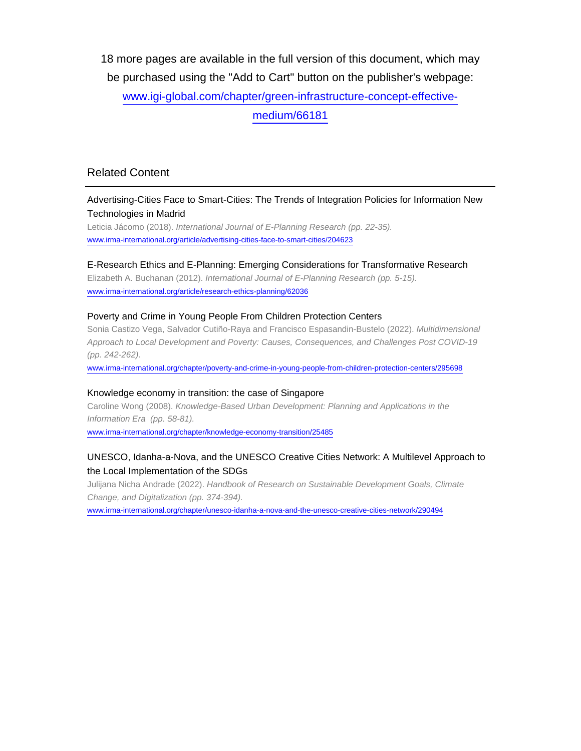18 more pages are available in the full version of this document, which may be purchased using the "Add to Cart" button on the publisher's webpage: www.igi-global.com/chapter/green-infrastructure-concept-effective-medium/66181

## Related Content

Advertising-Cities Face to Smart-Cities: The Trends of Integration Policies for Information New Technologies in Madrid
Leticia Jácomo (2018). *International Journal of E-Planning Research (pp. 22-35).*
www.irma-international.org/article/advertising-cities-face-to-smart-cities/204623

E-Research Ethics and E-Planning: Emerging Considerations for Transformative Research
Elizabeth A. Buchanan (2012). *International Journal of E-Planning Research (pp. 5-15).*
www.irma-international.org/article/research-ethics-planning/62036

Poverty and Crime in Young People From Children Protection Centers
Sonia Castizo Vega, Salvador Cutiño-Raya and Francisco Espasandin-Bustelo (2022). *Multidimensional Approach to Local Development and Poverty: Causes, Consequences, and Challenges Post COVID-19 (pp. 242-262).*
www.irma-international.org/chapter/poverty-and-crime-in-young-people-from-children-protection-centers/295698

Knowledge economy in transition: the case of Singapore
Caroline Wong (2008). *Knowledge-Based Urban Development: Planning and Applications in the Information Era (pp. 58-81).*
www.irma-international.org/chapter/knowledge-economy-transition/25485

UNESCO, Idanha-a-Nova, and the UNESCO Creative Cities Network: A Multilevel Approach to the Local Implementation of the SDGs
Julijana Nicha Andrade (2022). *Handbook of Research on Sustainable Development Goals, Climate Change, and Digitalization (pp. 374-394).*
www.irma-international.org/chapter/unesco-idanha-a-nova-and-the-unesco-creative-cities-network/290494